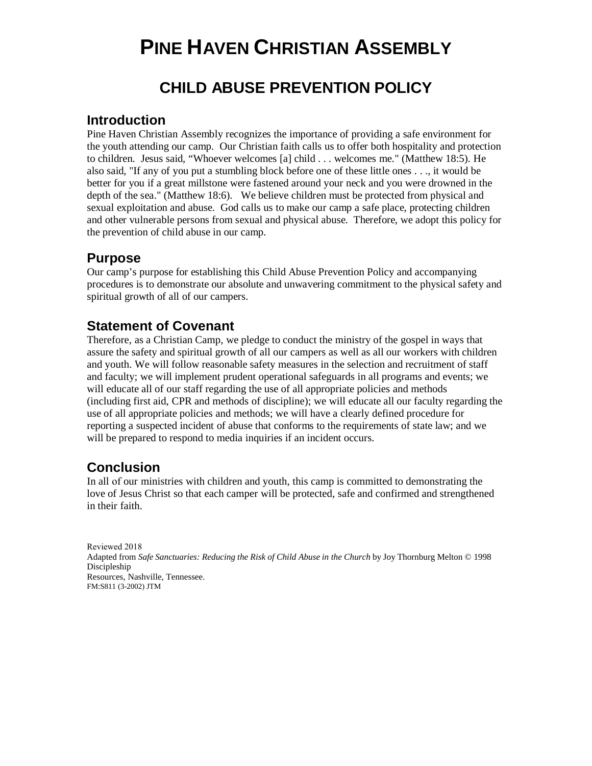# PINE HAVEN CHRISTIAN ASSEMBLY

## CHILD ABUSE PREVENTION POLICY

### Introduction

Pine Haven Christian Assembly recognizes the importance of providing a safe environment for the youth attending our camp. Our Christian faith calls us to offer both hospitality and protection to children. Jesus said, "Whoever welcomes [a] child . . . welcomes me." (Matthew 18:5). He also said, "If any of you put a stumbling block before one of these little ones . . ., it would be better for you if a great millstone were fastened around your neck and you were drowned in the depth of the sea." (Matthew 18:6). We believe children must be protected from physical and sexual exploitation and abuse. God calls us to make our camp a safe place, protecting children and other vulnerable persons from sexual and physical abuse. Therefore, we adopt this policy for the prevention of child abuse in our camp.

### Purpose

Our camp's purpose for establishing this Child Abuse Prevention Policy and accompanying procedures is to demonstrate our absolute and unwavering commitment to the physical safety and spiritual growth of all of our campers.

### Statement of Covenant

Therefore, as a Christian Camp, we pledge to conduct the ministry of the gospel in ways that assure the safety and spiritual growth of all our campers as well as all our workers with children and youth. We will follow reasonable safety measures in the selection and recruitment of staff and faculty; we will implement prudent operational safeguards in all programs and events; we will educate all of our staff regarding the use of all appropriate policies and methods (including first aid, CPR and methods of discipline); we will educate all our faculty regarding the use of all appropriate policies and methods; we will have a clearly defined procedure for reporting a suspected incident of abuse that conforms to the requirements of state law; and we will be prepared to respond to media inquiries if an incident occurs.

### Conclusion

In all of our ministries with children and youth, this camp is committed to demonstrating the love of Jesus Christ so that each camper will be protected, safe and confirmed and strengthened in their faith.

Reviewed 2018
Adapted from *Safe Sanctuaries: Reducing the Risk of Child Abuse in the Church* by Joy Thornburg Melton © 1998 Discipleship Resources, Nashville, Tennessee.
FM:S811 (3-2002) JTM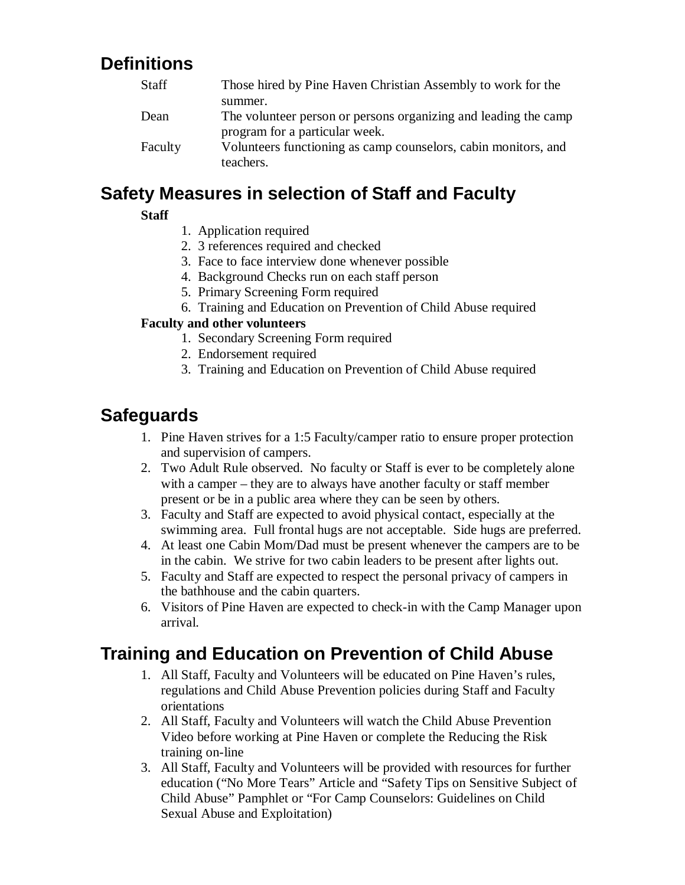## Definitions

| | |
|---|---|
| Staff | Those hired by Pine Haven Christian Assembly to work for the summer. |
| Dean | The volunteer person or persons organizing and leading the camp program for a particular week. |
| Faculty | Volunteers functioning as camp counselors, cabin monitors, and teachers. |

## Safety Measures in selection of Staff and Faculty

**Staff**

1. Application required
2. 3 references required and checked
3. Face to face interview done whenever possible
4. Background Checks run on each staff person
5. Primary Screening Form required
6. Training and Education on Prevention of Child Abuse required

**Faculty and other volunteers**

1. Secondary Screening Form required
2. Endorsement required
3. Training and Education on Prevention of Child Abuse required

## Safeguards

1. Pine Haven strives for a 1:5 Faculty/camper ratio to ensure proper protection and supervision of campers.
2. Two Adult Rule observed. No faculty or Staff is ever to be completely alone with a camper – they are to always have another faculty or staff member present or be in a public area where they can be seen by others.
3. Faculty and Staff are expected to avoid physical contact, especially at the swimming area. Full frontal hugs are not acceptable. Side hugs are preferred.
4. At least one Cabin Mom/Dad must be present whenever the campers are to be in the cabin. We strive for two cabin leaders to be present after lights out.
5. Faculty and Staff are expected to respect the personal privacy of campers in the bathhouse and the cabin quarters.
6. Visitors of Pine Haven are expected to check-in with the Camp Manager upon arrival.

## Training and Education on Prevention of Child Abuse

1. All Staff, Faculty and Volunteers will be educated on Pine Haven's rules, regulations and Child Abuse Prevention policies during Staff and Faculty orientations
2. All Staff, Faculty and Volunteers will watch the Child Abuse Prevention Video before working at Pine Haven or complete the Reducing the Risk training on-line
3. All Staff, Faculty and Volunteers will be provided with resources for further education ("No More Tears" Article and "Safety Tips on Sensitive Subject of Child Abuse" Pamphlet or "For Camp Counselors: Guidelines on Child Sexual Abuse and Exploitation)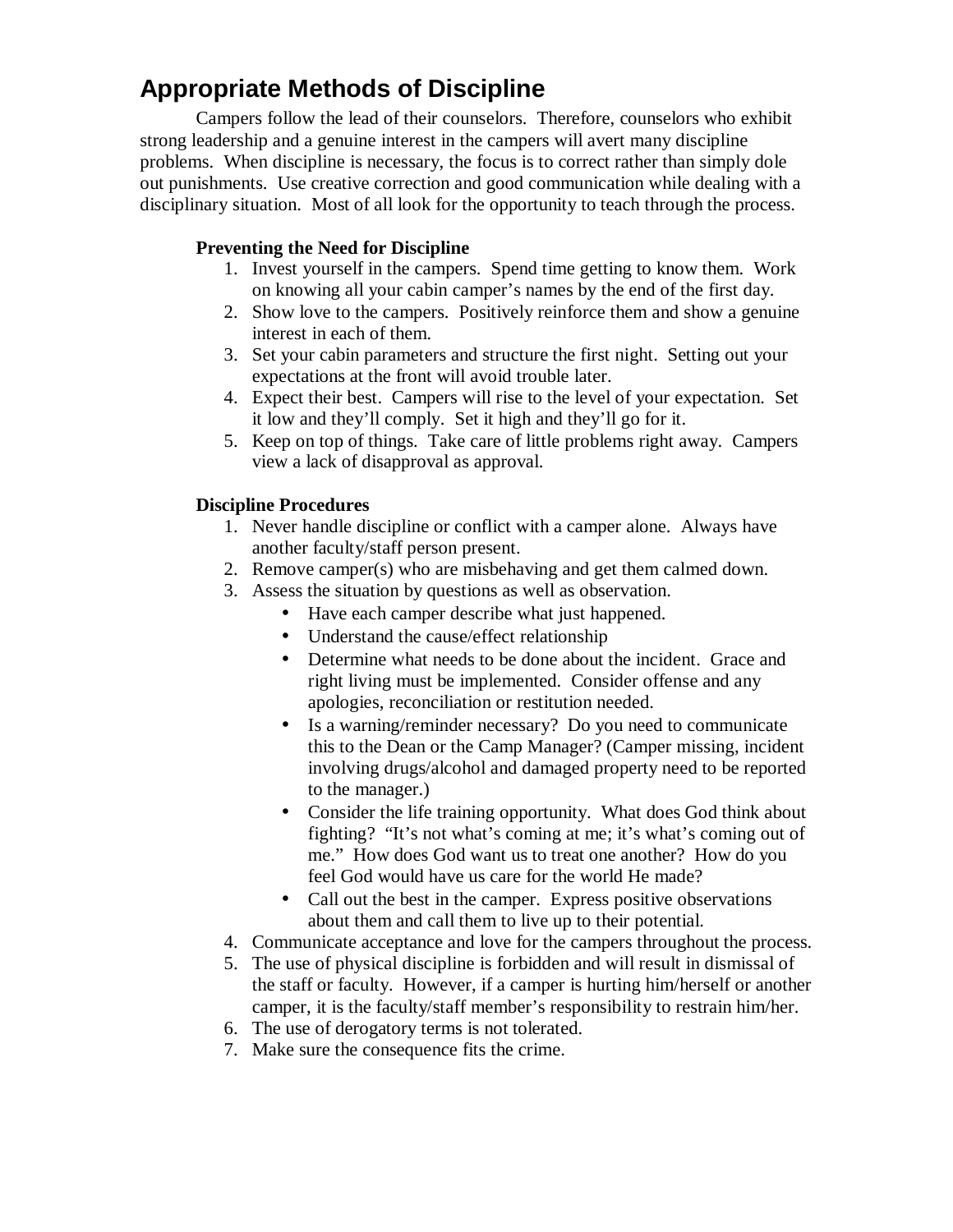# Appropriate Methods of Discipline

Campers follow the lead of their counselors. Therefore, counselors who exhibit strong leadership and a genuine interest in the campers will avert many discipline problems. When discipline is necessary, the focus is to correct rather than simply dole out punishments. Use creative correction and good communication while dealing with a disciplinary situation. Most of all look for the opportunity to teach through the process.

**Preventing the Need for Discipline**

1. Invest yourself in the campers. Spend time getting to know them. Work on knowing all your cabin camper's names by the end of the first day.
2. Show love to the campers. Positively reinforce them and show a genuine interest in each of them.
3. Set your cabin parameters and structure the first night. Setting out your expectations at the front will avoid trouble later.
4. Expect their best. Campers will rise to the level of your expectation. Set it low and they'll comply. Set it high and they'll go for it.
5. Keep on top of things. Take care of little problems right away. Campers view a lack of disapproval as approval.

**Discipline Procedures**

1. Never handle discipline or conflict with a camper alone. Always have another faculty/staff person present.
2. Remove camper(s) who are misbehaving and get them calmed down.
3. Assess the situation by questions as well as observation.
   - Have each camper describe what just happened.
   - Understand the cause/effect relationship
   - Determine what needs to be done about the incident. Grace and right living must be implemented. Consider offense and any apologies, reconciliation or restitution needed.
   - Is a warning/reminder necessary? Do you need to communicate this to the Dean or the Camp Manager? (Camper missing, incident involving drugs/alcohol and damaged property need to be reported to the manager.)
   - Consider the life training opportunity. What does God think about fighting? "It's not what's coming at me; it's what's coming out of me." How does God want us to treat one another? How do you feel God would have us care for the world He made?
   - Call out the best in the camper. Express positive observations about them and call them to live up to their potential.
4. Communicate acceptance and love for the campers throughout the process.
5. The use of physical discipline is forbidden and will result in dismissal of the staff or faculty. However, if a camper is hurting him/herself or another camper, it is the faculty/staff member's responsibility to restrain him/her.
6. The use of derogatory terms is not tolerated.
7. Make sure the consequence fits the crime.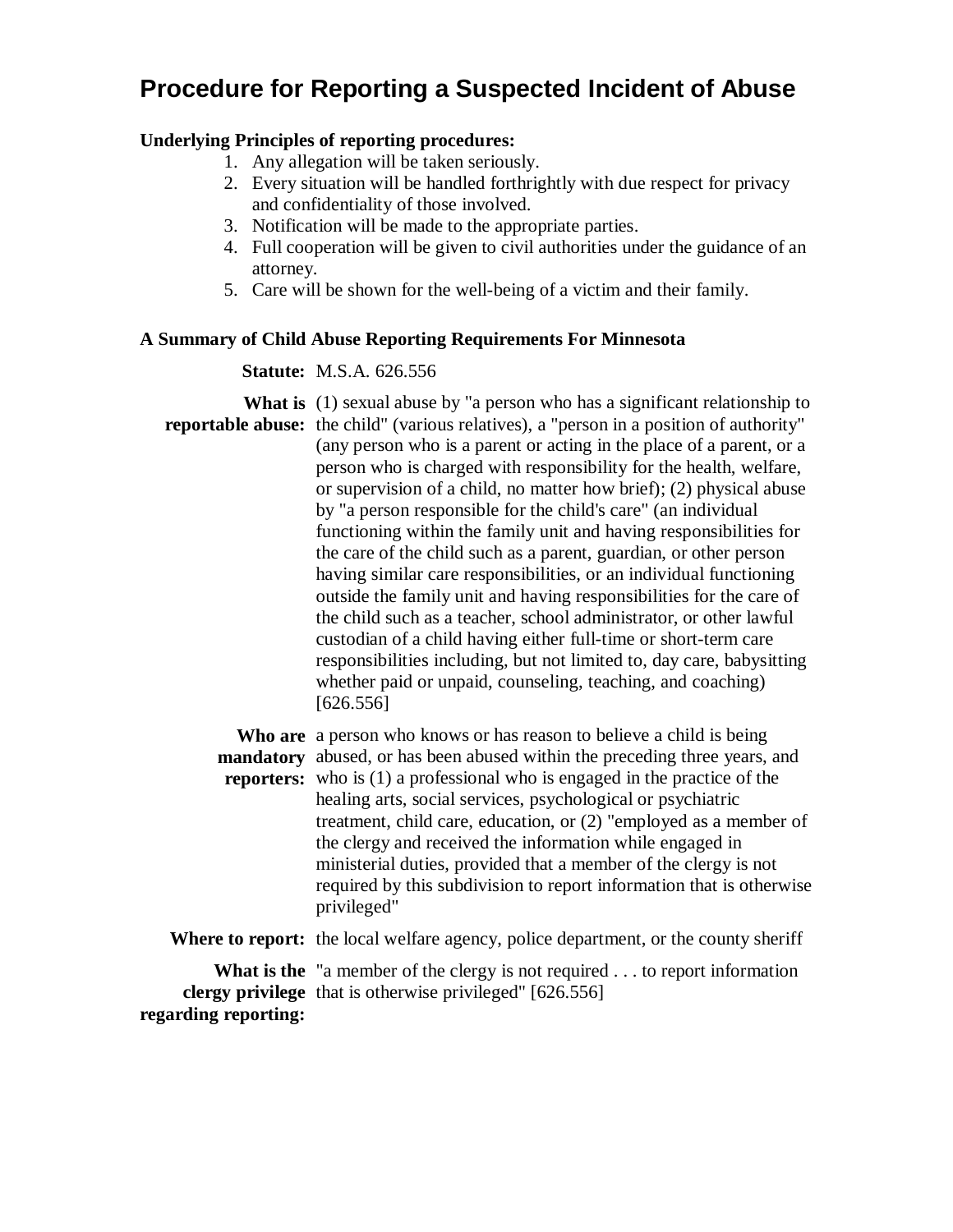# Procedure for Reporting a Suspected Incident of Abuse

**Underlying Principles of reporting procedures:**

1. Any allegation will be taken seriously.
2. Every situation will be handled forthrightly with due respect for privacy and confidentiality of those involved.
3. Notification will be made to the appropriate parties.
4. Full cooperation will be given to civil authorities under the guidance of an attorney.
5. Care will be shown for the well-being of a victim and their family.

**A Summary of Child Abuse Reporting Requirements For Minnesota**

| | |
|---|---|
| **Statute:** | M.S.A. 626.556 |
| **What is reportable abuse:** | (1) sexual abuse by "a person who has a significant relationship to the child" (various relatives), a "person in a position of authority" (any person who is a parent or acting in the place of a parent, or a person who is charged with responsibility for the health, welfare, or supervision of a child, no matter how brief); (2) physical abuse by "a person responsible for the child's care" (an individual functioning within the family unit and having responsibilities for the care of the child such as a parent, guardian, or other person having similar care responsibilities, or an individual functioning outside the family unit and having responsibilities for the care of the child such as a teacher, school administrator, or other lawful custodian of a child having either full-time or short-term care responsibilities including, but not limited to, day care, babysitting whether paid or unpaid, counseling, teaching, and coaching) [626.556] |
| **Who are mandatory reporters:** | a person who knows or has reason to believe a child is being abused, or has been abused within the preceding three years, and who is (1) a professional who is engaged in the practice of the healing arts, social services, psychological or psychiatric treatment, child care, education, or (2) "employed as a member of the clergy and received the information while engaged in ministerial duties, provided that a member of the clergy is not required by this subdivision to report information that is otherwise privileged" |
| **Where to report:** | the local welfare agency, police department, or the county sheriff |
| **What is the clergy privilege regarding reporting:** | "a member of the clergy is not required . . . to report information that is otherwise privileged" [626.556] |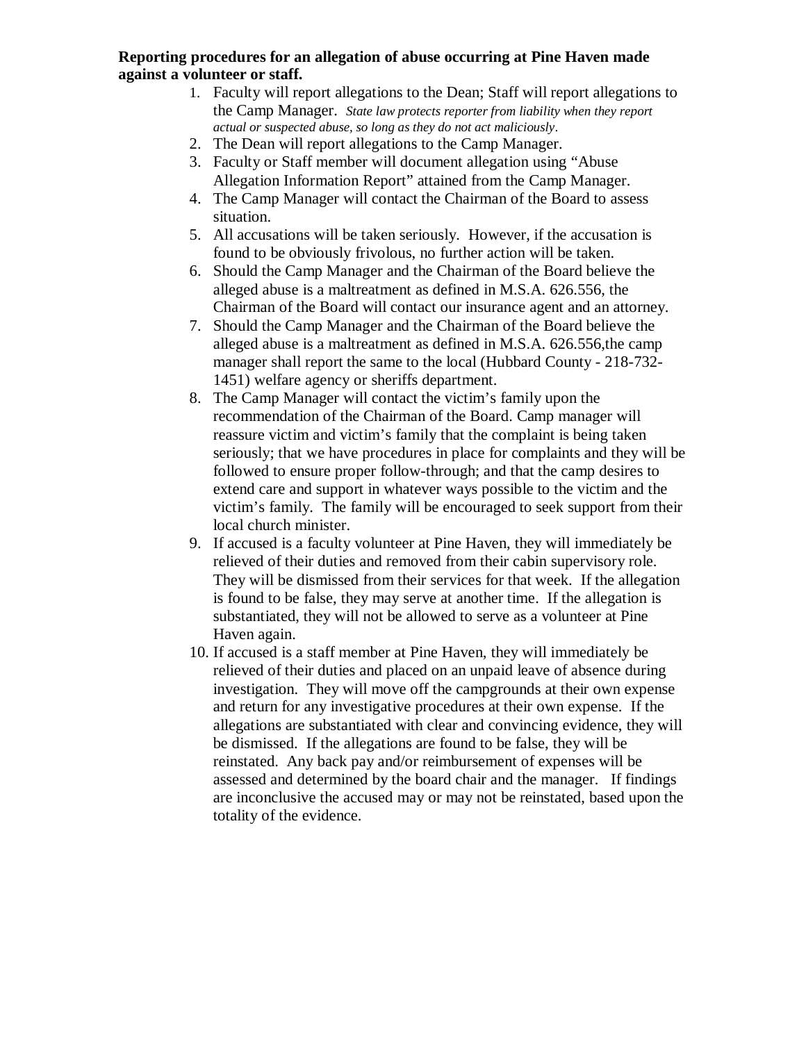**Reporting procedures for an allegation of abuse occurring at Pine Haven made against a volunteer or staff.**

1. Faculty will report allegations to the Dean; Staff will report allegations to the Camp Manager. *State law protects reporter from liability when they report actual or suspected abuse, so long as they do not act maliciously*.
2. The Dean will report allegations to the Camp Manager.
3. Faculty or Staff member will document allegation using "Abuse Allegation Information Report" attained from the Camp Manager.
4. The Camp Manager will contact the Chairman of the Board to assess situation.
5. All accusations will be taken seriously. However, if the accusation is found to be obviously frivolous, no further action will be taken.
6. Should the Camp Manager and the Chairman of the Board believe the alleged abuse is a maltreatment as defined in M.S.A. 626.556, the Chairman of the Board will contact our insurance agent and an attorney.
7. Should the Camp Manager and the Chairman of the Board believe the alleged abuse is a maltreatment as defined in M.S.A. 626.556,the camp manager shall report the same to the local (Hubbard County - 218-732-1451) welfare agency or sheriffs department.
8. The Camp Manager will contact the victim's family upon the recommendation of the Chairman of the Board. Camp manager will reassure victim and victim's family that the complaint is being taken seriously; that we have procedures in place for complaints and they will be followed to ensure proper follow-through; and that the camp desires to extend care and support in whatever ways possible to the victim and the victim's family. The family will be encouraged to seek support from their local church minister.
9. If accused is a faculty volunteer at Pine Haven, they will immediately be relieved of their duties and removed from their cabin supervisory role. They will be dismissed from their services for that week. If the allegation is found to be false, they may serve at another time. If the allegation is substantiated, they will not be allowed to serve as a volunteer at Pine Haven again.
10. If accused is a staff member at Pine Haven, they will immediately be relieved of their duties and placed on an unpaid leave of absence during investigation. They will move off the campgrounds at their own expense and return for any investigative procedures at their own expense. If the allegations are substantiated with clear and convincing evidence, they will be dismissed. If the allegations are found to be false, they will be reinstated. Any back pay and/or reimbursement of expenses will be assessed and determined by the board chair and the manager. If findings are inconclusive the accused may or may not be reinstated, based upon the totality of the evidence.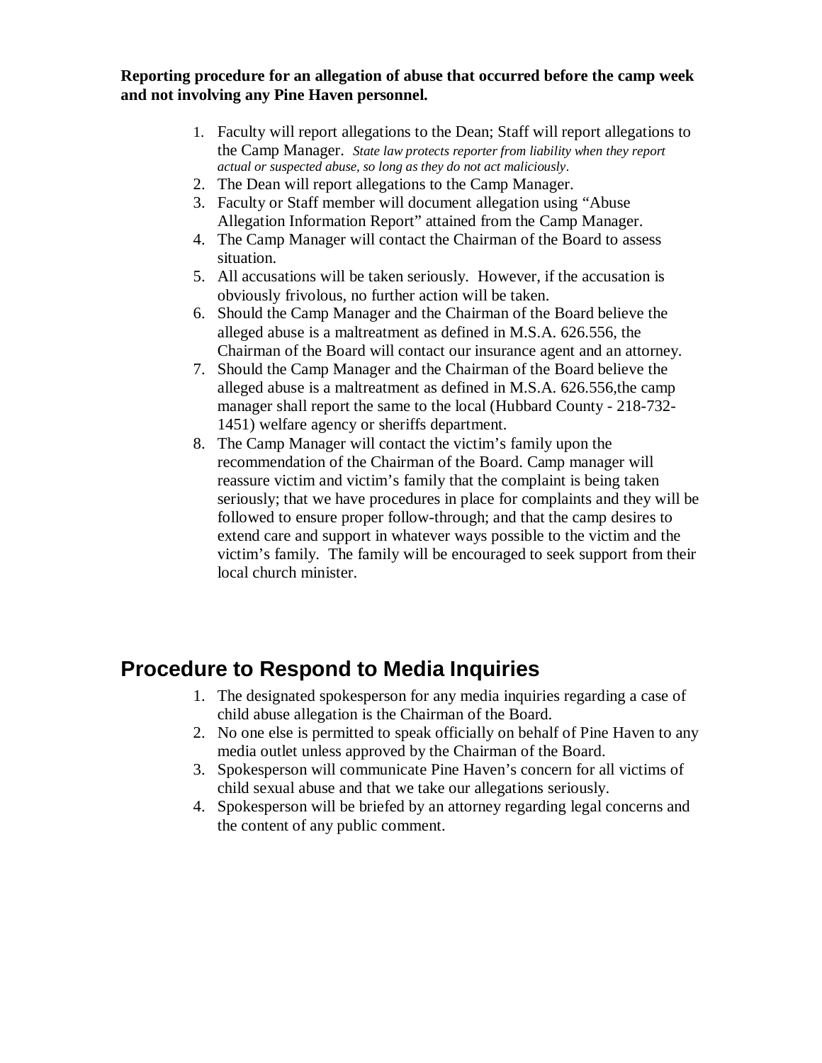**Reporting procedure for an allegation of abuse that occurred before the camp week and not involving any Pine Haven personnel.**

1. Faculty will report allegations to the Dean; Staff will report allegations to the Camp Manager. *State law protects reporter from liability when they report actual or suspected abuse, so long as they do not act maliciously*.
2. The Dean will report allegations to the Camp Manager.
3. Faculty or Staff member will document allegation using "Abuse Allegation Information Report" attained from the Camp Manager.
4. The Camp Manager will contact the Chairman of the Board to assess situation.
5. All accusations will be taken seriously. However, if the accusation is obviously frivolous, no further action will be taken.
6. Should the Camp Manager and the Chairman of the Board believe the alleged abuse is a maltreatment as defined in M.S.A. 626.556, the Chairman of the Board will contact our insurance agent and an attorney.
7. Should the Camp Manager and the Chairman of the Board believe the alleged abuse is a maltreatment as defined in M.S.A. 626.556,the camp manager shall report the same to the local (Hubbard County - 218-732-1451) welfare agency or sheriffs department.
8. The Camp Manager will contact the victim's family upon the recommendation of the Chairman of the Board. Camp manager will reassure victim and victim's family that the complaint is being taken seriously; that we have procedures in place for complaints and they will be followed to ensure proper follow-through; and that the camp desires to extend care and support in whatever ways possible to the victim and the victim's family. The family will be encouraged to seek support from their local church minister.

## Procedure to Respond to Media Inquiries

1. The designated spokesperson for any media inquiries regarding a case of child abuse allegation is the Chairman of the Board.
2. No one else is permitted to speak officially on behalf of Pine Haven to any media outlet unless approved by the Chairman of the Board.
3. Spokesperson will communicate Pine Haven's concern for all victims of child sexual abuse and that we take our allegations seriously.
4. Spokesperson will be briefed by an attorney regarding legal concerns and the content of any public comment.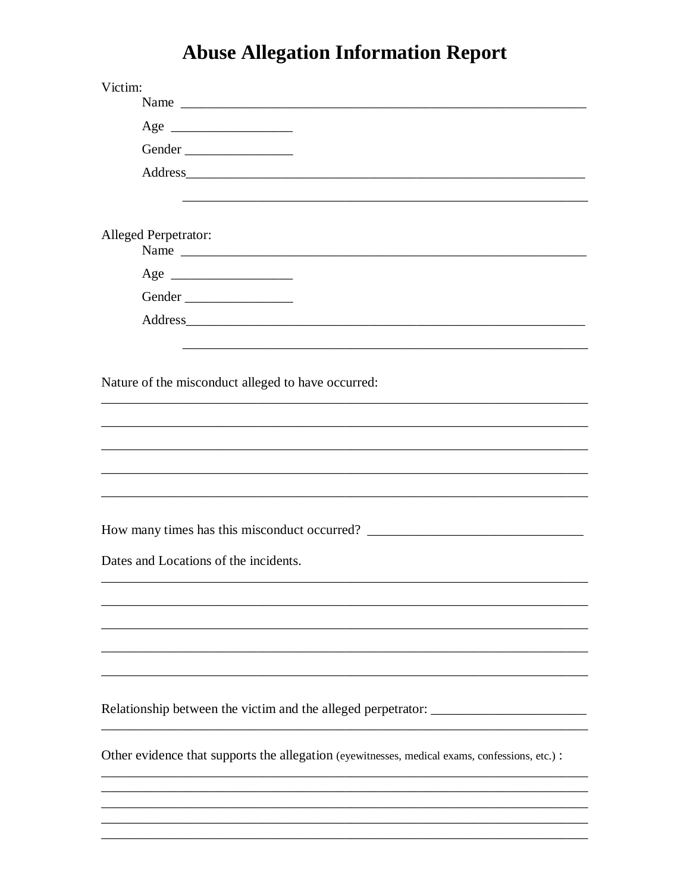# Abuse Allegation Information Report

Victim:

Name ______________________________________________________________

Age __________________

Gender ________________

Address______________________________________________________________

______________________________________________________________

Alleged Perpetrator:

Name ______________________________________________________________

Age __________________

Gender ________________

Address______________________________________________________________

______________________________________________________________

Nature of the misconduct alleged to have occurred:

___________________________________________________________________________

___________________________________________________________________________

___________________________________________________________________________

___________________________________________________________________________

___________________________________________________________________________

How many times has this misconduct occurred? ________________________________

Dates and Locations of the incidents.

___________________________________________________________________________

___________________________________________________________________________

___________________________________________________________________________

___________________________________________________________________________

___________________________________________________________________________

Relationship between the victim and the alleged perpetrator: _______________________

___________________________________________________________________________

Other evidence that supports the allegation (eyewitnesses, medical exams, confessions, etc.) :

___________________________________________________________________________

___________________________________________________________________________

___________________________________________________________________________

___________________________________________________________________________

___________________________________________________________________________